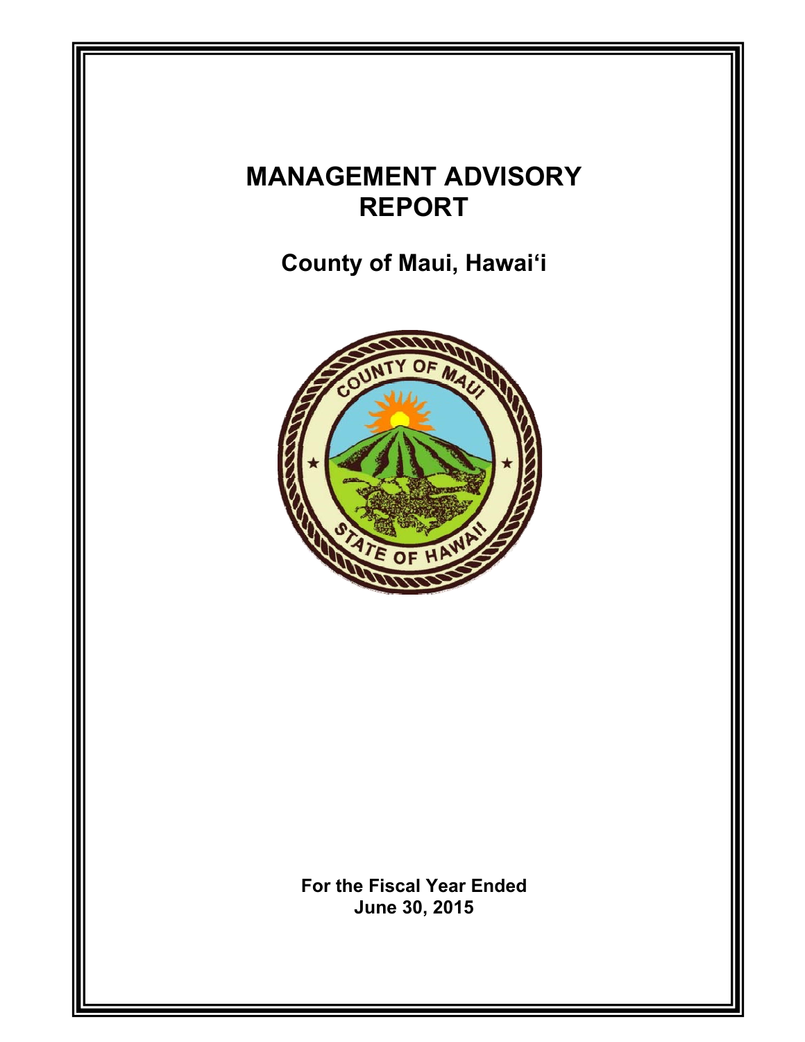# MANAGEMENT ADVISORY REPORT

## County of Maui, Hawai‘i

**For the Fiscal Year Ended**
**June 30, 2015**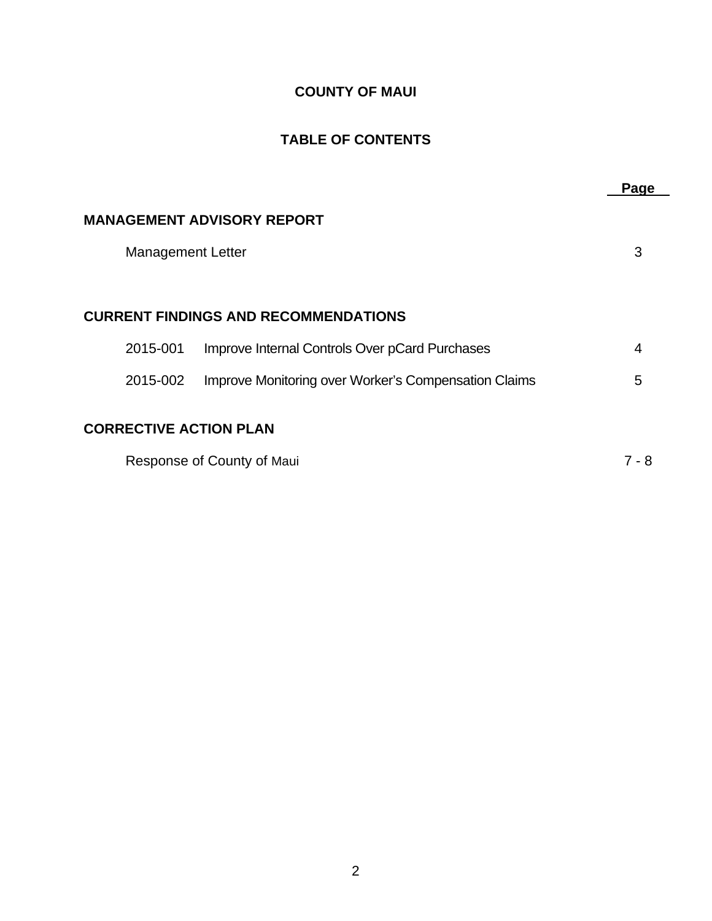# COUNTY OF MAUI

## TABLE OF CONTENTS

| | Page |
|---|---|
| **MANAGEMENT ADVISORY REPORT** | |
| Management Letter | 3 |
| **CURRENT FINDINGS AND RECOMMENDATIONS** | |
| 2015-001 Improve Internal Controls Over pCard Purchases | 4 |
| 2015-002 Improve Monitoring over Worker's Compensation Claims | 5 |
| **CORRECTIVE ACTION PLAN** | |
| Response of County of Maui | 7 - 8 |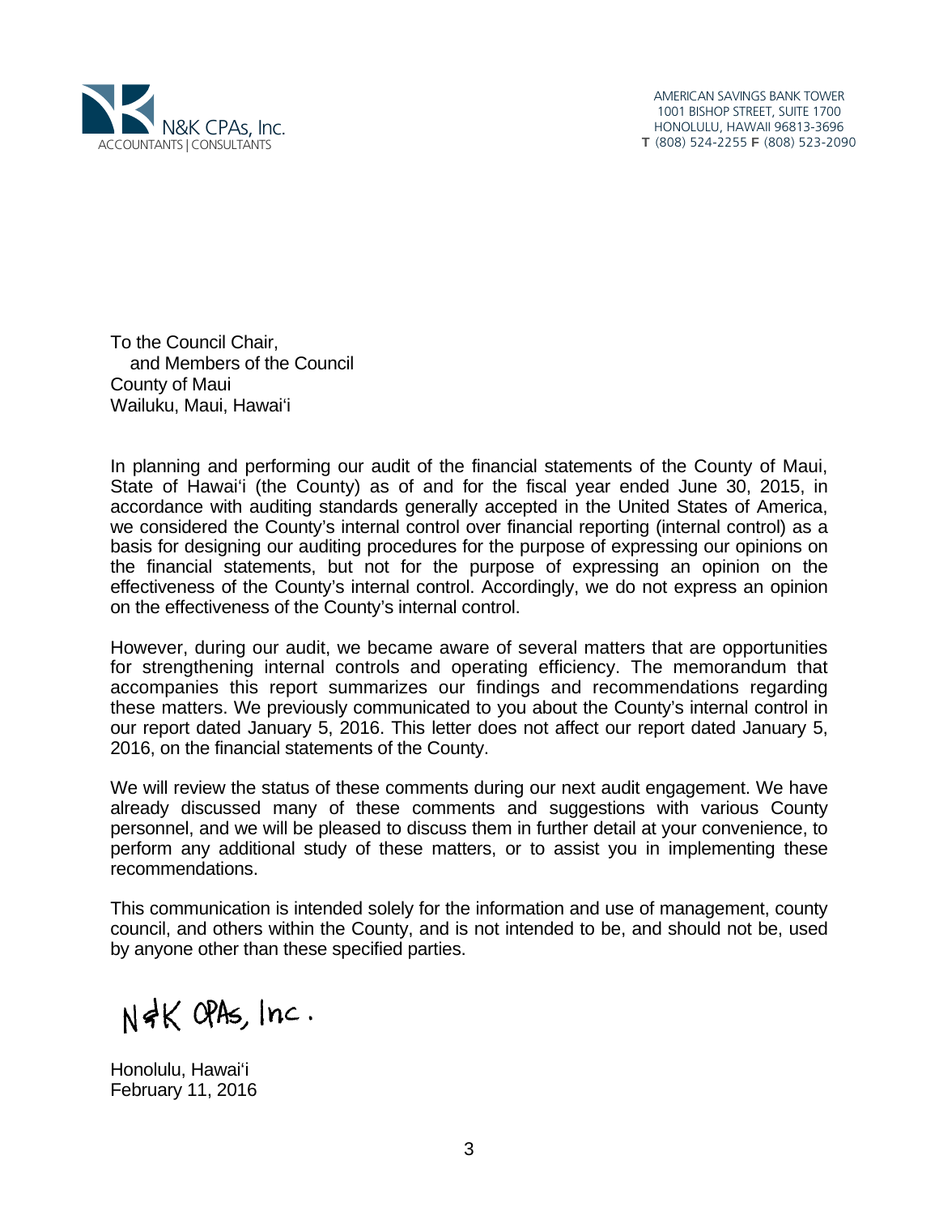N&K CPAs, Inc.
ACCOUNTANTS | CONSULTANTS

AMERICAN SAVINGS BANK TOWER
1001 BISHOP STREET, SUITE 1700
HONOLULU, HAWAII 96813-3696
**T** (808) 524-2255 **F** (808) 523-2090

To the Council Chair,
and Members of the Council
County of Maui
Wailuku, Maui, Hawai'i

In planning and performing our audit of the financial statements of the County of Maui, State of Hawai'i (the County) as of and for the fiscal year ended June 30, 2015, in accordance with auditing standards generally accepted in the United States of America, we considered the County's internal control over financial reporting (internal control) as a basis for designing our auditing procedures for the purpose of expressing our opinions on the financial statements, but not for the purpose of expressing an opinion on the effectiveness of the County's internal control. Accordingly, we do not express an opinion on the effectiveness of the County's internal control.

However, during our audit, we became aware of several matters that are opportunities for strengthening internal controls and operating efficiency. The memorandum that accompanies this report summarizes our findings and recommendations regarding these matters. We previously communicated to you about the County's internal control in our report dated January 5, 2016. This letter does not affect our report dated January 5, 2016, on the financial statements of the County.

We will review the status of these comments during our next audit engagement. We have already discussed many of these comments and suggestions with various County personnel, and we will be pleased to discuss them in further detail at your convenience, to perform any additional study of these matters, or to assist you in implementing these recommendations.

This communication is intended solely for the information and use of management, county council, and others within the County, and is not intended to be, and should not be, used by anyone other than these specified parties.

N&K CPAs, Inc.

Honolulu, Hawai'i
February 11, 2016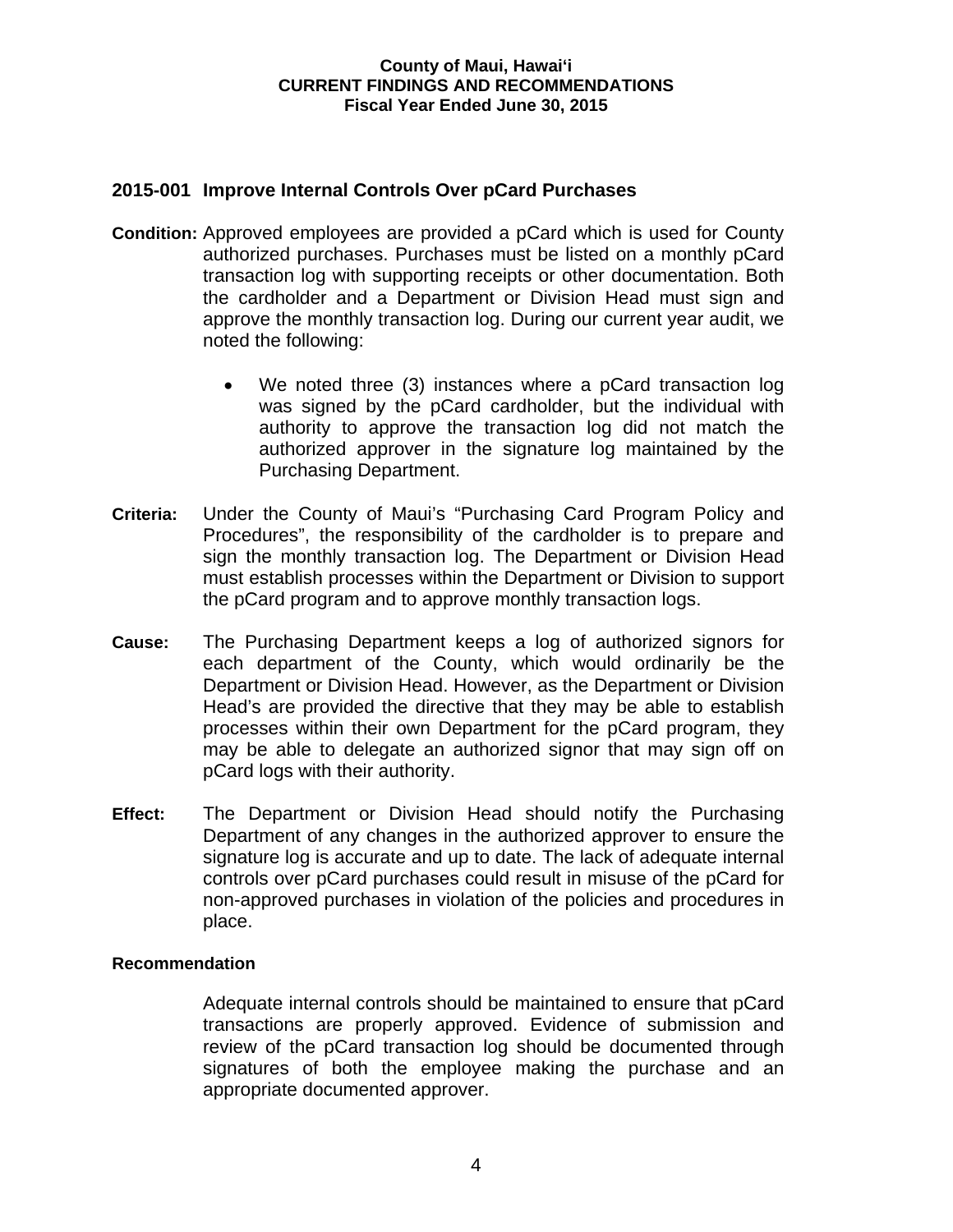**County of Maui, Hawai'i**
**CURRENT FINDINGS AND RECOMMENDATIONS**
**Fiscal Year Ended June 30, 2015**

## 2015-001 Improve Internal Controls Over pCard Purchases

**Condition:** Approved employees are provided a pCard which is used for County authorized purchases. Purchases must be listed on a monthly pCard transaction log with supporting receipts or other documentation. Both the cardholder and a Department or Division Head must sign and approve the monthly transaction log. During our current year audit, we noted the following:

- We noted three (3) instances where a pCard transaction log was signed by the pCard cardholder, but the individual with authority to approve the transaction log did not match the authorized approver in the signature log maintained by the Purchasing Department.

**Criteria:** Under the County of Maui's "Purchasing Card Program Policy and Procedures", the responsibility of the cardholder is to prepare and sign the monthly transaction log. The Department or Division Head must establish processes within the Department or Division to support the pCard program and to approve monthly transaction logs.

**Cause:** The Purchasing Department keeps a log of authorized signors for each department of the County, which would ordinarily be the Department or Division Head. However, as the Department or Division Head's are provided the directive that they may be able to establish processes within their own Department for the pCard program, they may be able to delegate an authorized signor that may sign off on pCard logs with their authority.

**Effect:** The Department or Division Head should notify the Purchasing Department of any changes in the authorized approver to ensure the signature log is accurate and up to date. The lack of adequate internal controls over pCard purchases could result in misuse of the pCard for non-approved purchases in violation of the policies and procedures in place.

**Recommendation**

Adequate internal controls should be maintained to ensure that pCard transactions are properly approved. Evidence of submission and review of the pCard transaction log should be documented through signatures of both the employee making the purchase and an appropriate documented approver.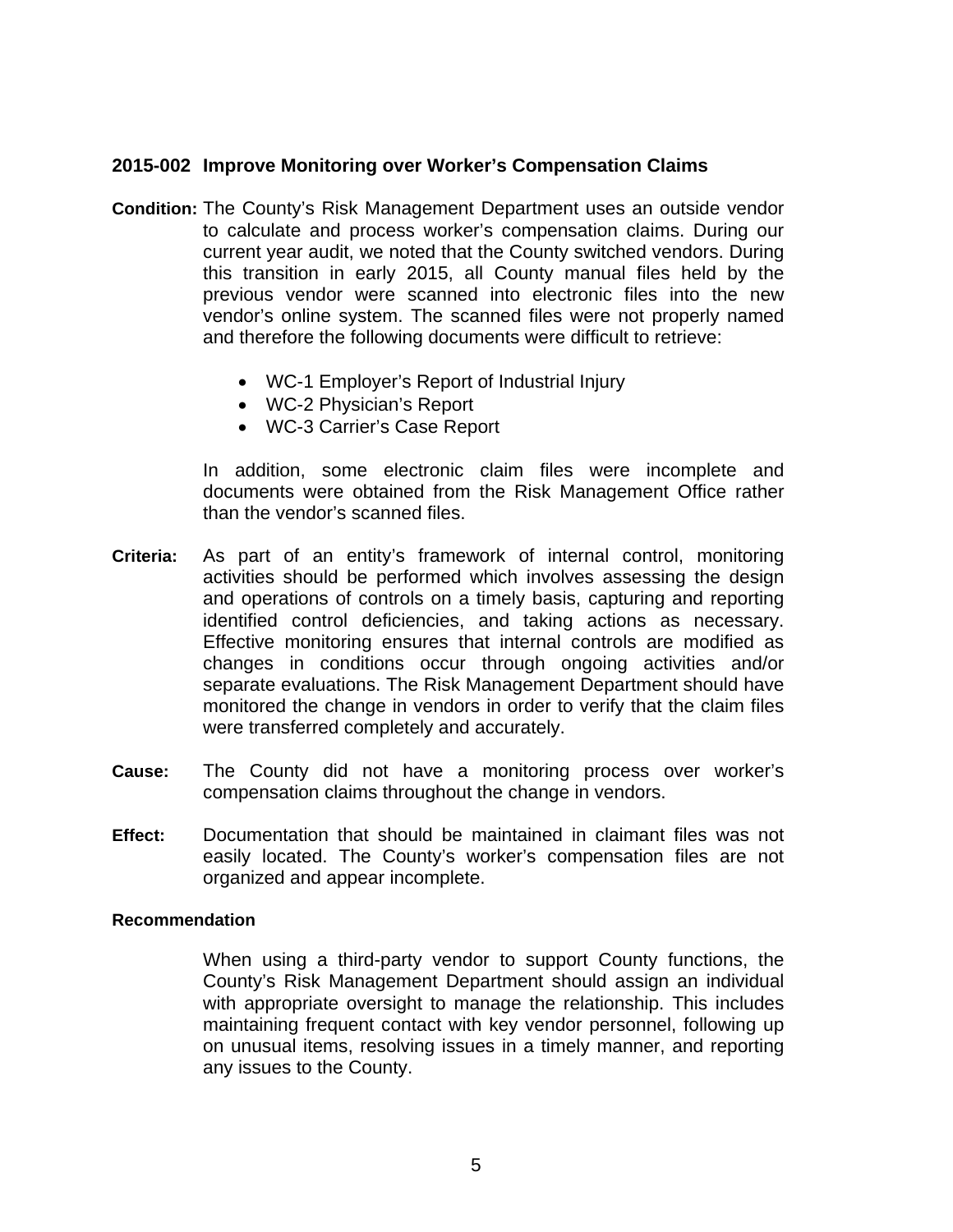### 2015-002 Improve Monitoring over Worker's Compensation Claims

**Condition:** The County's Risk Management Department uses an outside vendor to calculate and process worker's compensation claims. During our current year audit, we noted that the County switched vendors. During this transition in early 2015, all County manual files held by the previous vendor were scanned into electronic files into the new vendor's online system. The scanned files were not properly named and therefore the following documents were difficult to retrieve:

- WC-1 Employer's Report of Industrial Injury
- WC-2 Physician's Report
- WC-3 Carrier's Case Report

In addition, some electronic claim files were incomplete and documents were obtained from the Risk Management Office rather than the vendor's scanned files.

**Criteria:** As part of an entity's framework of internal control, monitoring activities should be performed which involves assessing the design and operations of controls on a timely basis, capturing and reporting identified control deficiencies, and taking actions as necessary. Effective monitoring ensures that internal controls are modified as changes in conditions occur through ongoing activities and/or separate evaluations. The Risk Management Department should have monitored the change in vendors in order to verify that the claim files were transferred completely and accurately.

**Cause:** The County did not have a monitoring process over worker's compensation claims throughout the change in vendors.

**Effect:** Documentation that should be maintained in claimant files was not easily located. The County's worker's compensation files are not organized and appear incomplete.

**Recommendation**

When using a third-party vendor to support County functions, the County's Risk Management Department should assign an individual with appropriate oversight to manage the relationship. This includes maintaining frequent contact with key vendor personnel, following up on unusual items, resolving issues in a timely manner, and reporting any issues to the County.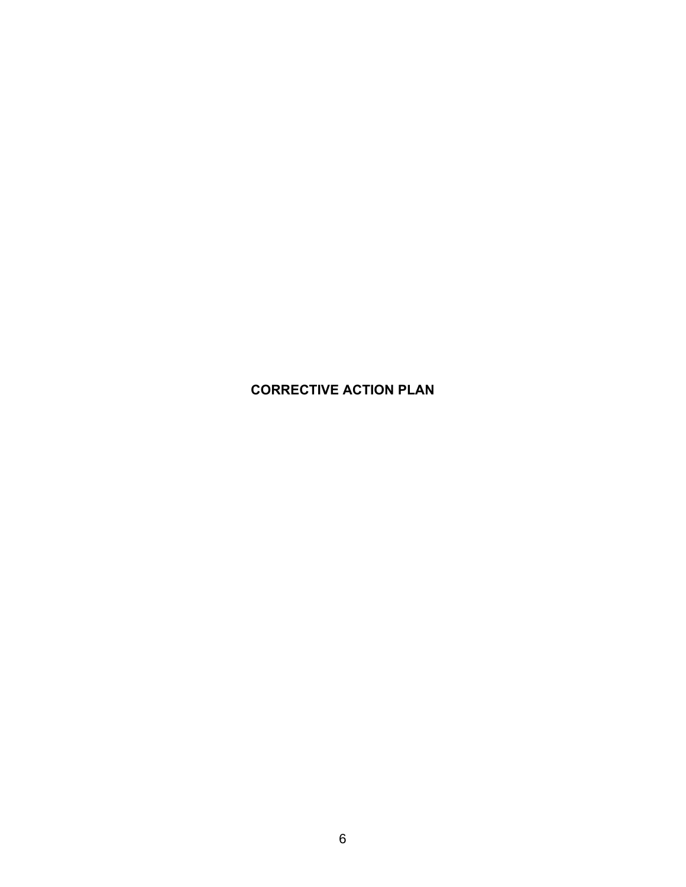# CORRECTIVE ACTION PLAN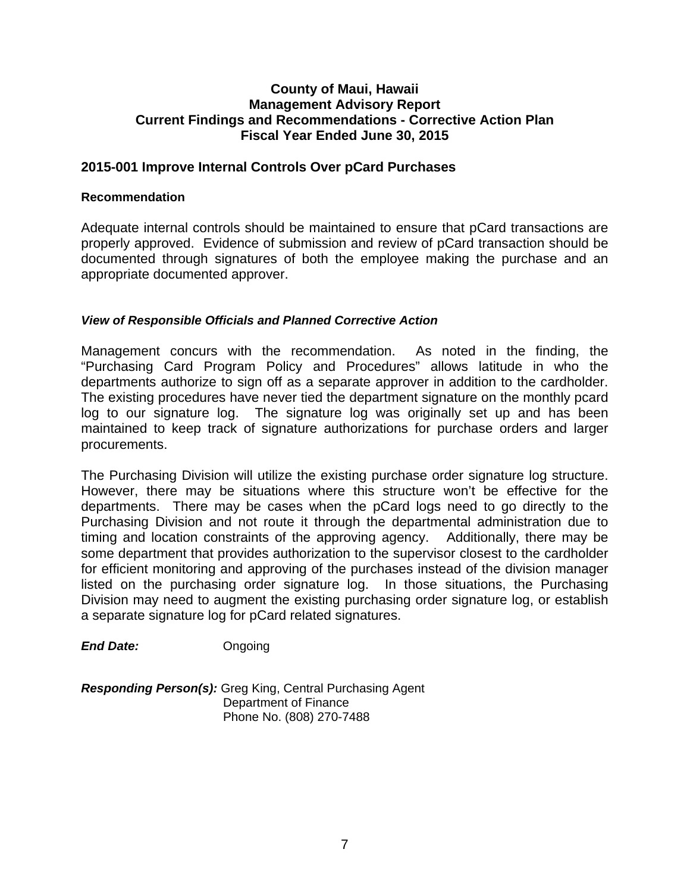# County of Maui, Hawaii
# Management Advisory Report
# Current Findings and Recommendations - Corrective Action Plan
# Fiscal Year Ended June 30, 2015

## 2015-001 Improve Internal Controls Over pCard Purchases

### Recommendation

Adequate internal controls should be maintained to ensure that pCard transactions are properly approved. Evidence of submission and review of pCard transaction should be documented through signatures of both the employee making the purchase and an appropriate documented approver.

### *View of Responsible Officials and Planned Corrective Action*

Management concurs with the recommendation. As noted in the finding, the "Purchasing Card Program Policy and Procedures" allows latitude in who the departments authorize to sign off as a separate approver in addition to the cardholder. The existing procedures have never tied the department signature on the monthly pcard log to our signature log. The signature log was originally set up and has been maintained to keep track of signature authorizations for purchase orders and larger procurements.

The Purchasing Division will utilize the existing purchase order signature log structure. However, there may be situations where this structure won't be effective for the departments. There may be cases when the pCard logs need to go directly to the Purchasing Division and not route it through the departmental administration due to timing and location constraints of the approving agency. Additionally, there may be some department that provides authorization to the supervisor closest to the cardholder for efficient monitoring and approving of the purchases instead of the division manager listed on the purchasing order signature log. In those situations, the Purchasing Division may need to augment the existing purchasing order signature log, or establish a separate signature log for pCard related signatures.

***End Date:*** Ongoing

***Responding Person(s):*** Greg King, Central Purchasing Agent
Department of Finance
Phone No. (808) 270-7488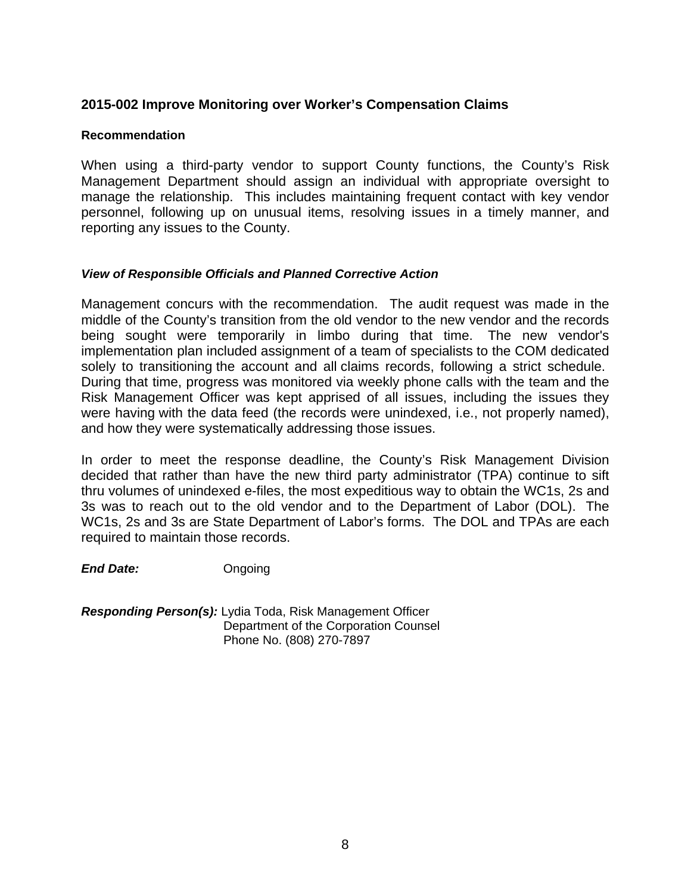### 2015-002 Improve Monitoring over Worker's Compensation Claims

**Recommendation**

When using a third-party vendor to support County functions, the County's Risk Management Department should assign an individual with appropriate oversight to manage the relationship. This includes maintaining frequent contact with key vendor personnel, following up on unusual items, resolving issues in a timely manner, and reporting any issues to the County.

***View of Responsible Officials and Planned Corrective Action***

Management concurs with the recommendation. The audit request was made in the middle of the County's transition from the old vendor to the new vendor and the records being sought were temporarily in limbo during that time. The new vendor's implementation plan included assignment of a team of specialists to the COM dedicated solely to transitioning the account and all claims records, following a strict schedule. During that time, progress was monitored via weekly phone calls with the team and the Risk Management Officer was kept apprised of all issues, including the issues they were having with the data feed (the records were unindexed, i.e., not properly named), and how they were systematically addressing those issues.

In order to meet the response deadline, the County's Risk Management Division decided that rather than have the new third party administrator (TPA) continue to sift thru volumes of unindexed e-files, the most expeditious way to obtain the WC1s, 2s and 3s was to reach out to the old vendor and to the Department of Labor (DOL). The WC1s, 2s and 3s are State Department of Labor's forms. The DOL and TPAs are each required to maintain those records.

***End Date:*** Ongoing

***Responding Person(s):*** Lydia Toda, Risk Management Officer
Department of the Corporation Counsel
Phone No. (808) 270-7897